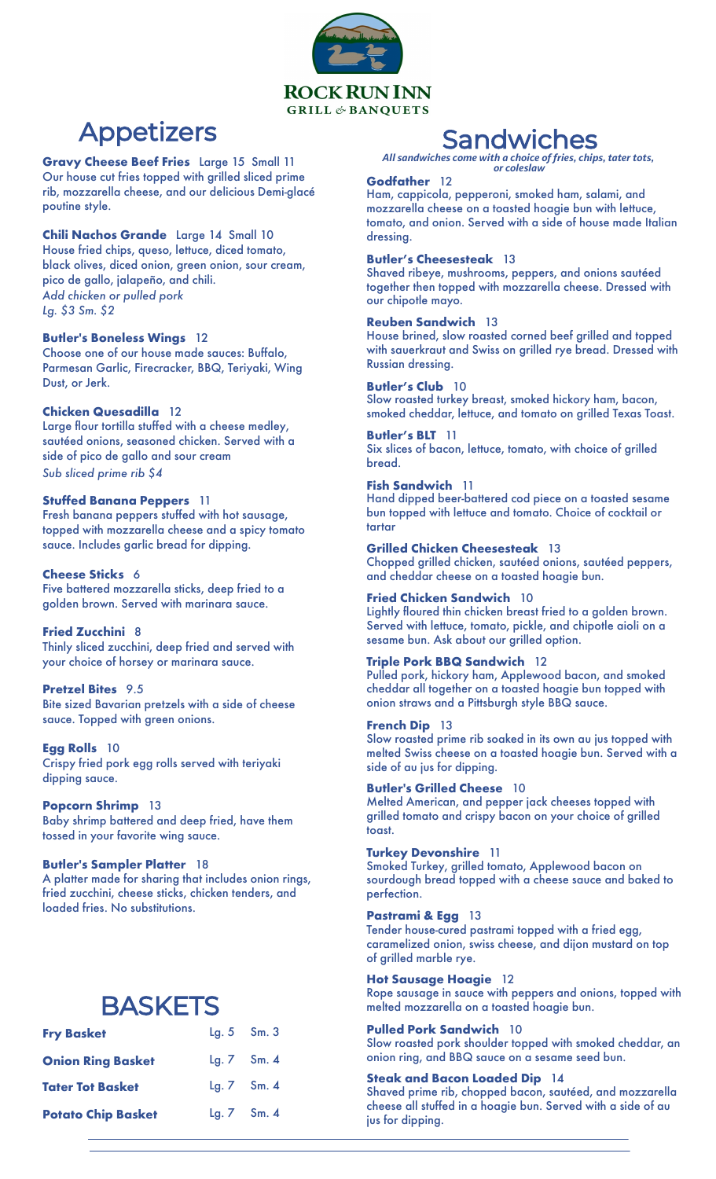**ROCK RUN INN**
**GRILL & BANQUETS**

# Appetizers

**Gravy Cheese Beef Fries** Large 15 Small 11
Our house cut fries topped with grilled sliced prime rib, mozzarella cheese, and our delicious Demi-glacé poutine style.

**Chili Nachos Grande** Large 14 Small 10
House fried chips, queso, lettuce, diced tomato, black olives, diced onion, green onion, sour cream, pico de gallo, jalapeño, and chili.
*Add chicken or pulled pork*
*Lg. $3 Sm. $2*

**Butler's Boneless Wings** 12
Choose one of our house made sauces: Buffalo, Parmesan Garlic, Firecracker, BBQ, Teriyaki, Wing Dust, or Jerk.

**Chicken Quesadilla** 12
Large flour tortilla stuffed with a cheese medley, sautéed onions, seasoned chicken. Served with a side of pico de gallo and sour cream
*Sub sliced prime rib $4*

**Stuffed Banana Peppers** 11
Fresh banana peppers stuffed with hot sausage, topped with mozzarella cheese and a spicy tomato sauce. Includes garlic bread for dipping.

**Cheese Sticks** 6
Five battered mozzarella sticks, deep fried to a golden brown. Served with marinara sauce.

**Fried Zucchini** 8
Thinly sliced zucchini, deep fried and served with your choice of horsey or marinara sauce.

**Pretzel Bites** 9.5
Bite sized Bavarian pretzels with a side of cheese sauce. Topped with green onions.

**Egg Rolls** 10
Crispy fried pork egg rolls served with teriyaki dipping sauce.

**Popcorn Shrimp** 13
Baby shrimp battered and deep fried, have them tossed in your favorite wing sauce.

**Butler's Sampler Platter** 18
A platter made for sharing that includes onion rings, fried zucchini, cheese sticks, chicken tenders, and loaded fries. No substitutions.

# BASKETS

| | | |
|---|---|---|
| **Fry Basket** | Lg. 5 | Sm. 3 |
| **Onion Ring Basket** | Lg. 7 | Sm. 4 |
| **Tater Tot Basket** | Lg. 7 | Sm. 4 |
| **Potato Chip Basket** | Lg. 7 | Sm. 4 |

# Sandwiches

*All sandwiches come with a choice of fries, chips, tater tots, or coleslaw*

**Godfather** 12
Ham, cappicola, pepperoni, smoked ham, salami, and mozzarella cheese on a toasted hoagie bun with lettuce, tomato, and onion. Served with a side of house made Italian dressing.

**Butler's Cheesesteak** 13
Shaved ribeye, mushrooms, peppers, and onions sautéed together then topped with mozzarella cheese. Dressed with our chipotle mayo.

**Reuben Sandwich** 13
House brined, slow roasted corned beef grilled and topped with sauerkraut and Swiss on grilled rye bread. Dressed with Russian dressing.

**Butler's Club** 10
Slow roasted turkey breast, smoked hickory ham, bacon, smoked cheddar, lettuce, and tomato on grilled Texas Toast.

**Butler's BLT** 11
Six slices of bacon, lettuce, tomato, with choice of grilled bread.

**Fish Sandwich** 11
Hand dipped beer-battered cod piece on a toasted sesame bun topped with lettuce and tomato. Choice of cocktail or tartar

**Grilled Chicken Cheesesteak** 13
Chopped grilled chicken, sautéed onions, sautéed peppers, and cheddar cheese on a toasted hoagie bun.

**Fried Chicken Sandwich** 10
Lightly floured thin chicken breast fried to a golden brown. Served with lettuce, tomato, pickle, and chipotle aioli on a sesame bun. Ask about our grilled option.

**Triple Pork BBQ Sandwich** 12
Pulled pork, hickory ham, Applewood bacon, and smoked cheddar all together on a toasted hoagie bun topped with onion straws and a Pittsburgh style BBQ sauce.

**French Dip** 13
Slow roasted prime rib soaked in its own au jus topped with melted Swiss cheese on a toasted hoagie bun. Served with a side of au jus for dipping.

**Butler's Grilled Cheese** 10
Melted American, and pepper jack cheeses topped with grilled tomato and crispy bacon on your choice of grilled toast.

**Turkey Devonshire** 11
Smoked Turkey, grilled tomato, Applewood bacon on sourdough bread topped with a cheese sauce and baked to perfection.

**Pastrami & Egg** 13
Tender house-cured pastrami topped with a fried egg, caramelized onion, swiss cheese, and dijon mustard on top of grilled marble rye.

**Hot Sausage Hoagie** 12
Rope sausage in sauce with peppers and onions, topped with melted mozzarella on a toasted hoagie bun.

**Pulled Pork Sandwich** 10
Slow roasted pork shoulder topped with smoked cheddar, an onion ring, and BBQ sauce on a sesame seed bun.

**Steak and Bacon Loaded Dip** 14
Shaved prime rib, chopped bacon, sautéed, and mozzarella cheese all stuffed in a hoagie bun. Served with a side of au jus for dipping.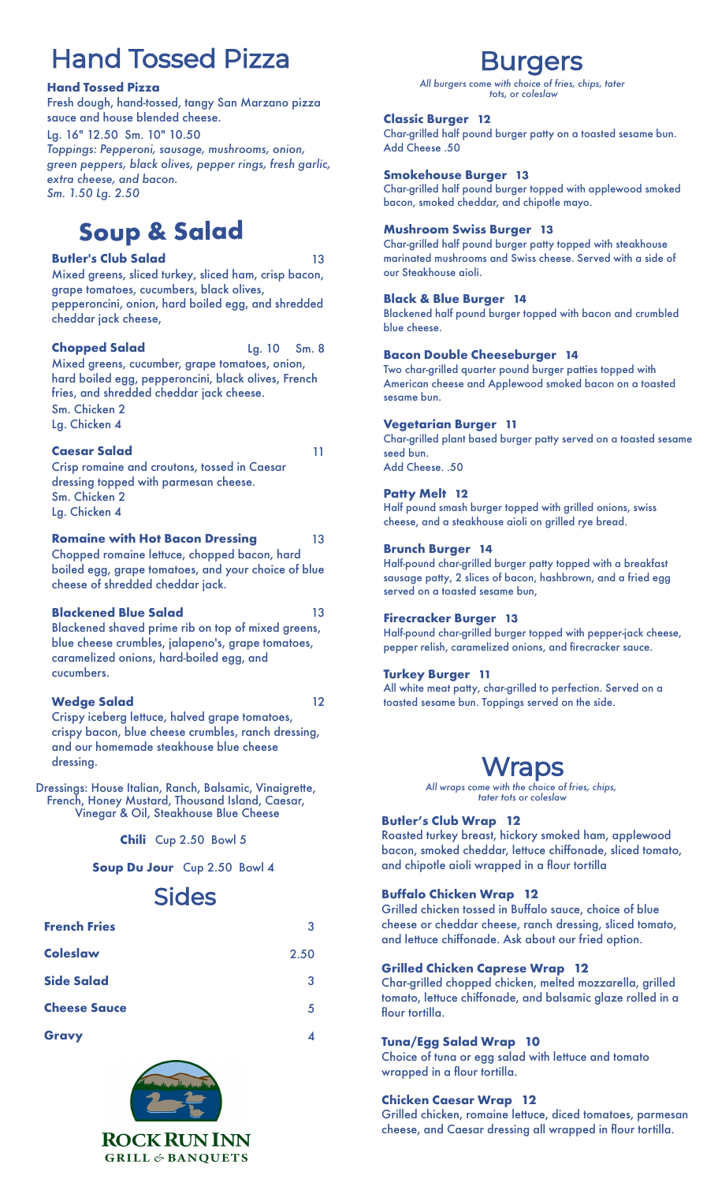# Hand Tossed Pizza

**Hand Tossed Pizza**
Fresh dough, hand-tossed, tangy San Marzano pizza sauce and house blended cheese.
Lg. 16" 12.50 Sm. 10" 10.50
*Toppings: Pepperoni, sausage, mushrooms, onion, green peppers, black olives, pepper rings, fresh garlic, extra cheese, and bacon.*
*Sm. 1.50 Lg. 2.50*

# Soup & Salad

**Butler's Club Salad** 13
Mixed greens, sliced turkey, sliced ham, crisp bacon, grape tomatoes, cucumbers, black olives, pepperoncini, onion, hard boiled egg, and shredded cheddar jack cheese,

**Chopped Salad** Lg. 10 Sm. 8
Mixed greens, cucumber, grape tomatoes, onion, hard boiled egg, pepperoncini, black olives, French fries, and shredded cheddar jack cheese.
Sm. Chicken 2
Lg. Chicken 4

**Caesar Salad** 11
Crisp romaine and croutons, tossed in Caesar dressing topped with parmesan cheese.
Sm. Chicken 2
Lg. Chicken 4

**Romaine with Hot Bacon Dressing** 13
Chopped romaine lettuce, chopped bacon, hard boiled egg, grape tomatoes, and your choice of blue cheese of shredded cheddar jack.

**Blackened Blue Salad** 13
Blackened shaved prime rib on top of mixed greens, blue cheese crumbles, jalapeno's, grape tomatoes, caramelized onions, hard-boiled egg, and cucumbers.

**Wedge Salad** 12
Crispy iceberg lettuce, halved grape tomatoes, crispy bacon, blue cheese crumbles, ranch dressing, and our homemade steakhouse blue cheese dressing.

Dressings: House Italian, Ranch, Balsamic, Vinaigrette, French, Honey Mustard, Thousand Island, Caesar, Vinegar & Oil, Steakhouse Blue Cheese

**Chili** Cup 2.50 Bowl 5

**Soup Du Jour** Cup 2.50 Bowl 4

# Sides

| | |
|---|---|
| **French Fries** | 3 |
| **Coleslaw** | 2.50 |
| **Side Salad** | 3 |
| **Cheese Sauce** | 5 |
| **Gravy** | 4 |

ROCK RUN INN
GRILL & BANQUETS

# Burgers

*All burgers come with choice of fries, chips, tater tots, or coleslaw*

**Classic Burger 12**
Char-grilled half pound burger patty on a toasted sesame bun.
Add Cheese .50

**Smokehouse Burger 13**
Char-grilled half pound burger topped with applewood smoked bacon, smoked cheddar, and chipotle mayo.

**Mushroom Swiss Burger 13**
Char-grilled half pound burger patty topped with steakhouse marinated mushrooms and Swiss cheese. Served with a side of our Steakhouse aioli.

**Black & Blue Burger 14**
Blackened half pound burger topped with bacon and crumbled blue cheese.

**Bacon Double Cheeseburger 14**
Two char-grilled quarter pound burger patties topped with American cheese and Applewood smoked bacon on a toasted sesame bun.

**Vegetarian Burger 11**
Char-grilled plant based burger patty served on a toasted sesame seed bun.
Add Cheese. .50

**Patty Melt 12**
Half pound smash burger topped with grilled onions, swiss cheese, and a steakhouse aioli on grilled rye bread.

**Brunch Burger 14**
Half-pound char-grilled burger patty topped with a breakfast sausage patty, 2 slices of bacon, hashbrown, and a fried egg served on a toasted sesame bun,

**Firecracker Burger 13**
Half-pound char-grilled burger topped with pepper-jack cheese, pepper relish, caramelized onions, and firecracker sauce.

**Turkey Burger 11**
All white meat patty, char-grilled to perfection. Served on a toasted sesame bun. Toppings served on the side.

# Wraps

*All wraps come with the choice of fries, chips, tater tots or coleslaw*

**Butler's Club Wrap 12**
Roasted turkey breast, hickory smoked ham, applewood bacon, smoked cheddar, lettuce chiffonade, sliced tomato, and chipotle aioli wrapped in a flour tortilla

**Buffalo Chicken Wrap 12**
Grilled chicken tossed in Buffalo sauce, choice of blue cheese or cheddar cheese, ranch dressing, sliced tomato, and lettuce chiffonade. Ask about our fried option.

**Grilled Chicken Caprese Wrap 12**
Char-grilled chopped chicken, melted mozzarella, grilled tomato, lettuce chiffonade, and balsamic glaze rolled in a flour tortilla.

**Tuna/Egg Salad Wrap 10**
Choice of tuna or egg salad with lettuce and tomato wrapped in a flour tortilla.

**Chicken Caesar Wrap 12**
Grilled chicken, romaine lettuce, diced tomatoes, parmesan cheese, and Caesar dressing all wrapped in flour tortilla.